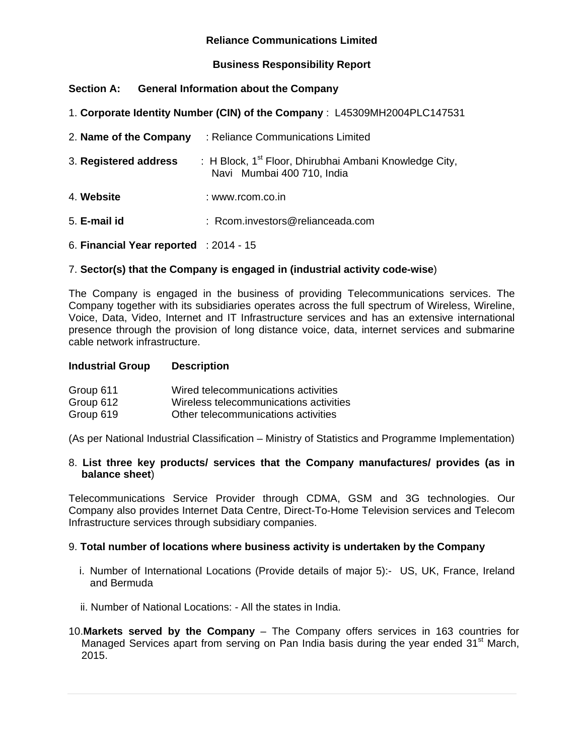# Reliance Communications Limited

## Business Responsibility Report

### Section A: General Information about the Company

1. **Corporate Identity Number (CIN) of the Company** : L45309MH2004PLC147531

2. **Name of the Company** : Reliance Communications Limited

3. **Registered address** : H Block, 1st Floor, Dhirubhai Ambani Knowledge City, Navi Mumbai 400 710, India

4. **Website** : www.rcom.co.in

5. **E-mail id** : Rcom.investors@relianceada.com

6. **Financial Year reported** : 2014 - 15

7. **Sector(s) that the Company is engaged in (industrial activity code-wise**)

The Company is engaged in the business of providing Telecommunications services. The Company together with its subsidiaries operates across the full spectrum of Wireless, Wireline, Voice, Data, Video, Internet and IT Infrastructure services and has an extensive international presence through the provision of long distance voice, data, internet services and submarine cable network infrastructure.

| Industrial Group | Description |
|---|---|
| Group 611 | Wired telecommunications activities |
| Group 612 | Wireless telecommunications activities |
| Group 619 | Other telecommunications activities |

(As per National Industrial Classification – Ministry of Statistics and Programme Implementation)

8. **List three key products/ services that the Company manufactures/ provides (as in balance sheet**)

Telecommunications Service Provider through CDMA, GSM and 3G technologies. Our Company also provides Internet Data Centre, Direct-To-Home Television services and Telecom Infrastructure services through subsidiary companies.

9. **Total number of locations where business activity is undertaken by the Company**

   i. Number of International Locations (Provide details of major 5):- US, UK, France, Ireland and Bermuda

   ii. Number of National Locations: - All the states in India.

10. **Markets served by the Company** – The Company offers services in 163 countries for Managed Services apart from serving on Pan India basis during the year ended 31st March, 2015.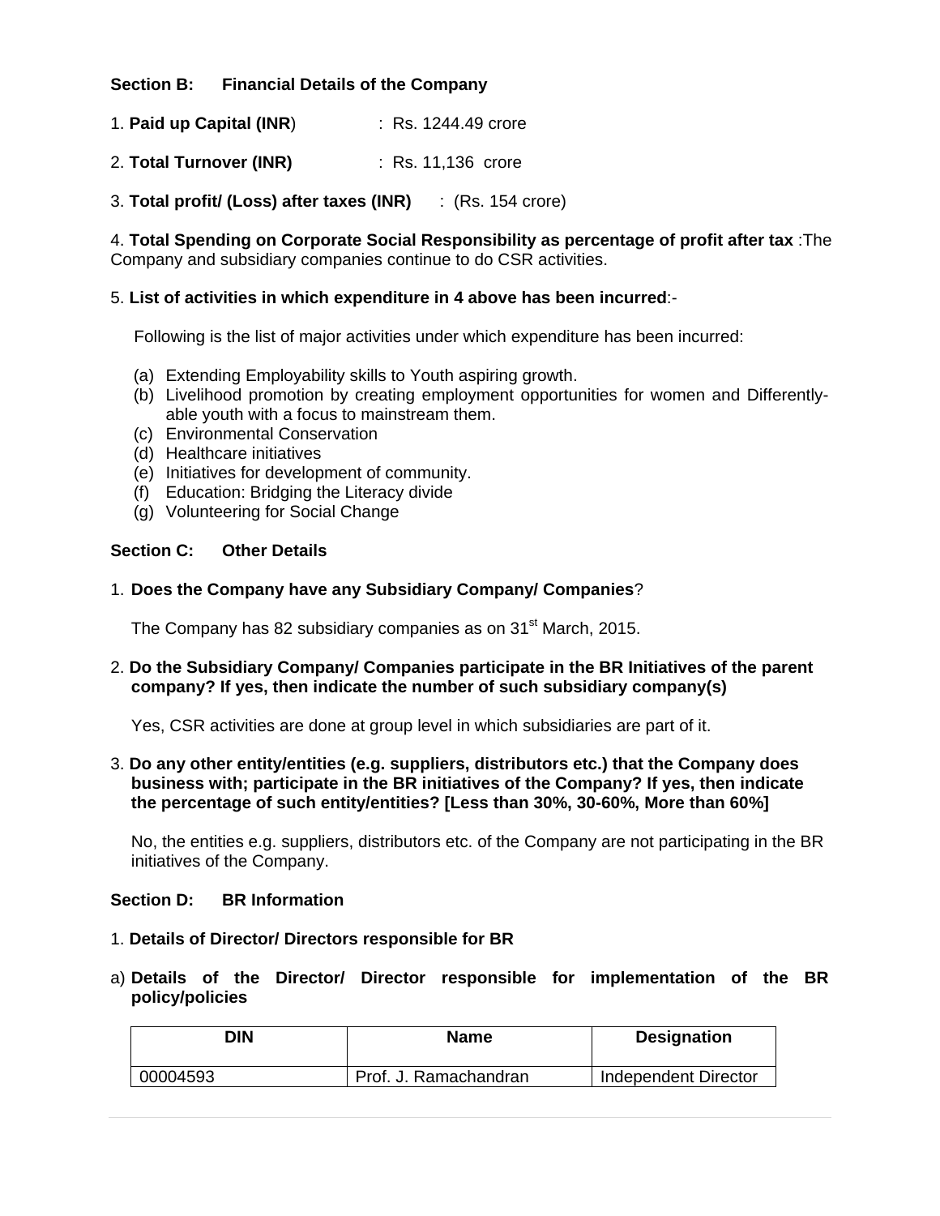**Section B: Financial Details of the Company**

1. **Paid up Capital (INR)** : Rs. 1244.49 crore

2. **Total Turnover (INR)** : Rs. 11,136 crore

3. **Total profit/ (Loss) after taxes (INR)** : (Rs. 154 crore)

4. **Total Spending on Corporate Social Responsibility as percentage of profit after tax** :The Company and subsidiary companies continue to do CSR activities.

5. **List of activities in which expenditure in 4 above has been incurred**:-

Following is the list of major activities under which expenditure has been incurred:

(a) Extending Employability skills to Youth aspiring growth.
(b) Livelihood promotion by creating employment opportunities for women and Differently-able youth with a focus to mainstream them.
(c) Environmental Conservation
(d) Healthcare initiatives
(e) Initiatives for development of community.
(f) Education: Bridging the Literacy divide
(g) Volunteering for Social Change

**Section C: Other Details**

1. **Does the Company have any Subsidiary Company/ Companies**?

The Company has 82 subsidiary companies as on 31st March, 2015.

2. **Do the Subsidiary Company/ Companies participate in the BR Initiatives of the parent company? If yes, then indicate the number of such subsidiary company(s)**

Yes, CSR activities are done at group level in which subsidiaries are part of it.

3. **Do any other entity/entities (e.g. suppliers, distributors etc.) that the Company does business with; participate in the BR initiatives of the Company? If yes, then indicate the percentage of such entity/entities? [Less than 30%, 30-60%, More than 60%]**

No, the entities e.g. suppliers, distributors etc. of the Company are not participating in the BR initiatives of the Company.

**Section D: BR Information**

1. **Details of Director/ Directors responsible for BR**

a) **Details of the Director/ Director responsible for implementation of the BR policy/policies**

| DIN | Name | Designation |
|---|---|---|
| 00004593 | Prof. J. Ramachandran | Independent Director |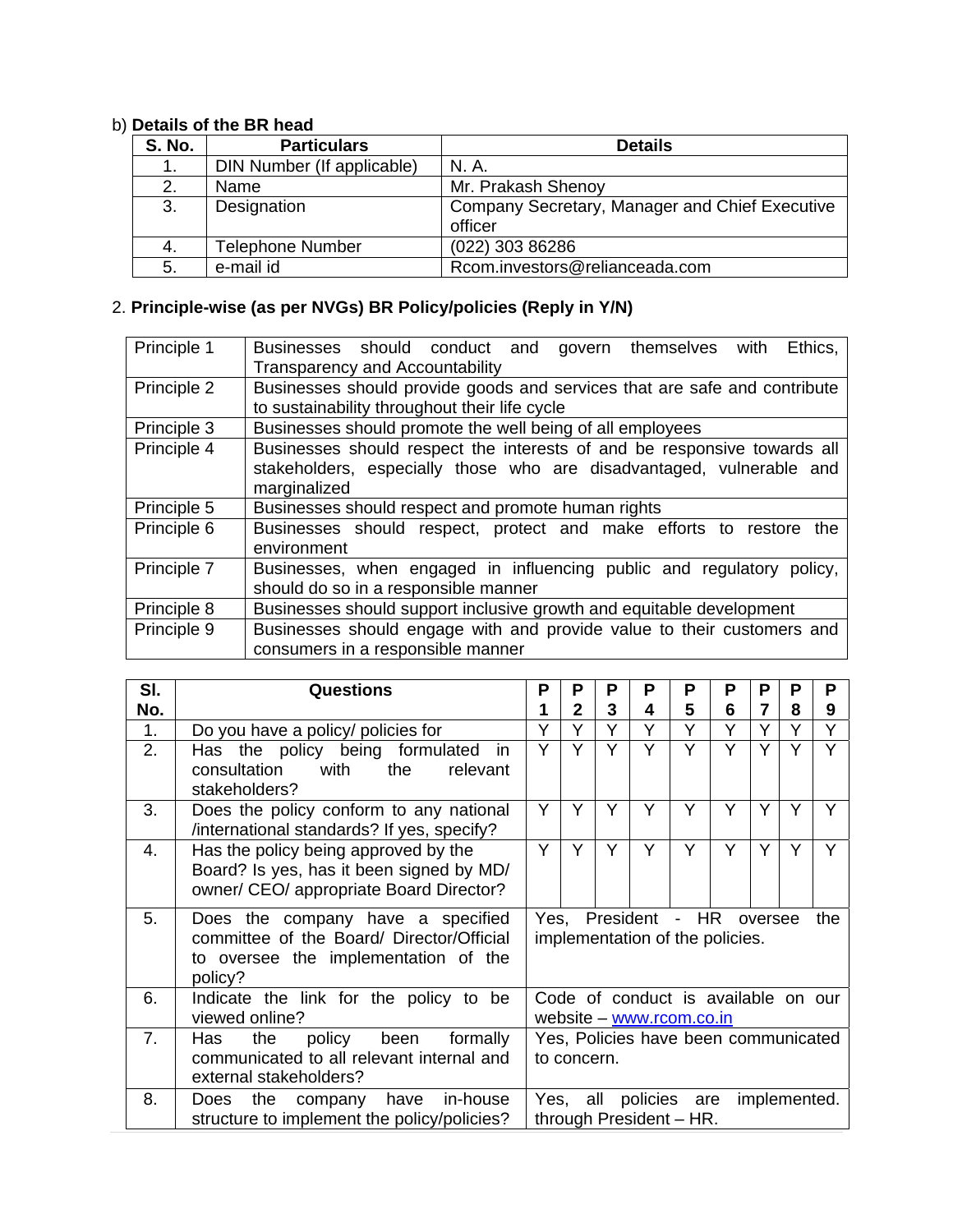b) **Details of the BR head**

| S. No. | Particulars | Details |
|---|---|---|
| 1. | DIN Number (If applicable) | N. A. |
| 2. | Name | Mr. Prakash Shenoy |
| 3. | Designation | Company Secretary, Manager and Chief Executive officer |
| 4. | Telephone Number | (022) 303 86286 |
| 5. | e-mail id | Rcom.investors@relianceada.com |

2. **Principle-wise (as per NVGs) BR Policy/policies (Reply in Y/N)**

| | |
|---|---|
| Principle 1 | Businesses should conduct and govern themselves with Ethics, Transparency and Accountability |
| Principle 2 | Businesses should provide goods and services that are safe and contribute to sustainability throughout their life cycle |
| Principle 3 | Businesses should promote the well being of all employees |
| Principle 4 | Businesses should respect the interests of and be responsive towards all stakeholders, especially those who are disadvantaged, vulnerable and marginalized |
| Principle 5 | Businesses should respect and promote human rights |
| Principle 6 | Businesses should respect, protect and make efforts to restore the environment |
| Principle 7 | Businesses, when engaged in influencing public and regulatory policy, should do so in a responsible manner |
| Principle 8 | Businesses should support inclusive growth and equitable development |
| Principle 9 | Businesses should engage with and provide value to their customers and consumers in a responsible manner |

| Sl. No. | Questions | P 1 | P 2 | P 3 | P 4 | P 5 | P 6 | P 7 | P 8 | P 9 |
|---|---|---|---|---|---|---|---|---|---|---|
| 1. | Do you have a policy/ policies for | Y | Y | Y | Y | Y | Y | Y | Y | Y |
| 2. | Has the policy being formulated in consultation with the relevant stakeholders? | Y | Y | Y | Y | Y | Y | Y | Y | Y |
| 3. | Does the policy conform to any national /international standards? If yes, specify? | Y | Y | Y | Y | Y | Y | Y | Y | Y |
| 4. | Has the policy being approved by the Board? Is yes, has it been signed by MD/ owner/ CEO/ appropriate Board Director? | Y | Y | Y | Y | Y | Y | Y | Y | Y |
| 5. | Does the company have a specified committee of the Board/ Director/Official to oversee the implementation of the policy? | Yes, President - HR oversee the implementation of the policies. | | | | | | | | |
| 6. | Indicate the link for the policy to be viewed online? | Code of conduct is available on our website – www.rcom.co.in | | | | | | | | |
| 7. | Has the policy been formally communicated to all relevant internal and external stakeholders? | Yes, Policies have been communicated to concern. | | | | | | | | |
| 8. | Does the company have in-house structure to implement the policy/policies? | Yes, all policies are implemented. through President – HR. | | | | | | | | |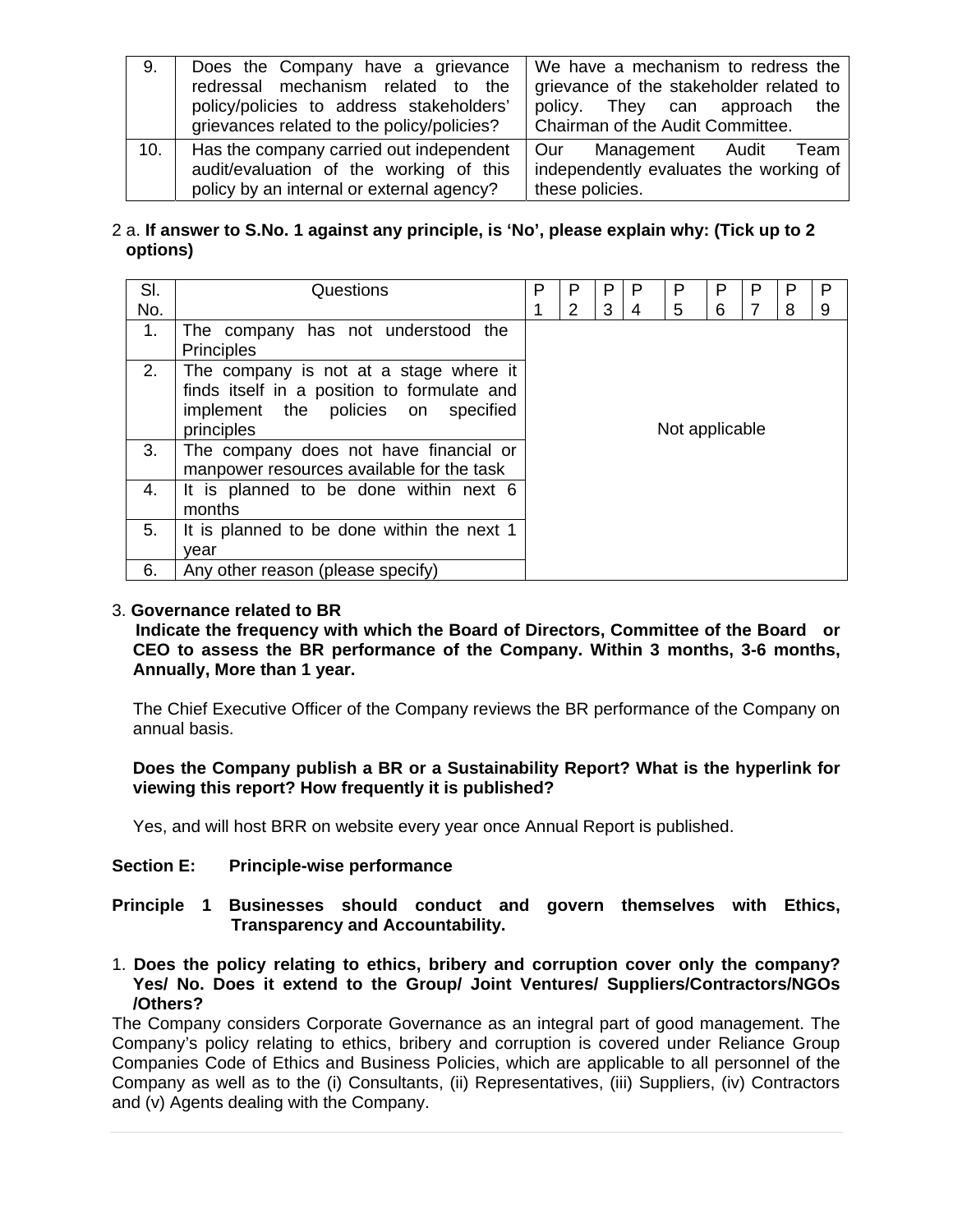| 9. | Does the Company have a grievance redressal mechanism related to the policy/policies to address stakeholders' grievances related to the policy/policies? | We have a mechanism to redress the grievance of the stakeholder related to policy. They can approach the Chairman of the Audit Committee. |
|---|---|---|
| 10. | Has the company carried out independent audit/evaluation of the working of this policy by an internal or external agency? | Our Management Audit Team independently evaluates the working of these policies. |

2 a. **If answer to S.No. 1 against any principle, is 'No', please explain why: (Tick up to 2 options)**

| Sl. No. | Questions | P 1 | P 2 | P 3 | P 4 | P 5 | P 6 | P 7 | P 8 | P 9 |
|---|---|---|---|---|---|---|---|---|---|---|
| 1. | The company has not understood the Principles | Not applicable | | | | | | | | |
| 2. | The company is not at a stage where it finds itself in a position to formulate and implement the policies on specified principles | | | | | | | | | |
| 3. | The company does not have financial or manpower resources available for the task | | | | | | | | | |
| 4. | It is planned to be done within next 6 months | | | | | | | | | |
| 5. | It is planned to be done within the next 1 year | | | | | | | | | |
| 6. | Any other reason (please specify) | | | | | | | | | |

3. **Governance related to BR**

**Indicate the frequency with which the Board of Directors, Committee of the Board or CEO to assess the BR performance of the Company. Within 3 months, 3-6 months, Annually, More than 1 year.**

The Chief Executive Officer of the Company reviews the BR performance of the Company on annual basis.

**Does the Company publish a BR or a Sustainability Report? What is the hyperlink for viewing this report? How frequently it is published?**

Yes, and will host BRR on website every year once Annual Report is published.

**Section E: Principle-wise performance**

**Principle 1 Businesses should conduct and govern themselves with Ethics, Transparency and Accountability.**

1. **Does the policy relating to ethics, bribery and corruption cover only the company? Yes/ No. Does it extend to the Group/ Joint Ventures/ Suppliers/Contractors/NGOs /Others?**

The Company considers Corporate Governance as an integral part of good management. The Company's policy relating to ethics, bribery and corruption is covered under Reliance Group Companies Code of Ethics and Business Policies, which are applicable to all personnel of the Company as well as to the (i) Consultants, (ii) Representatives, (iii) Suppliers, (iv) Contractors and (v) Agents dealing with the Company.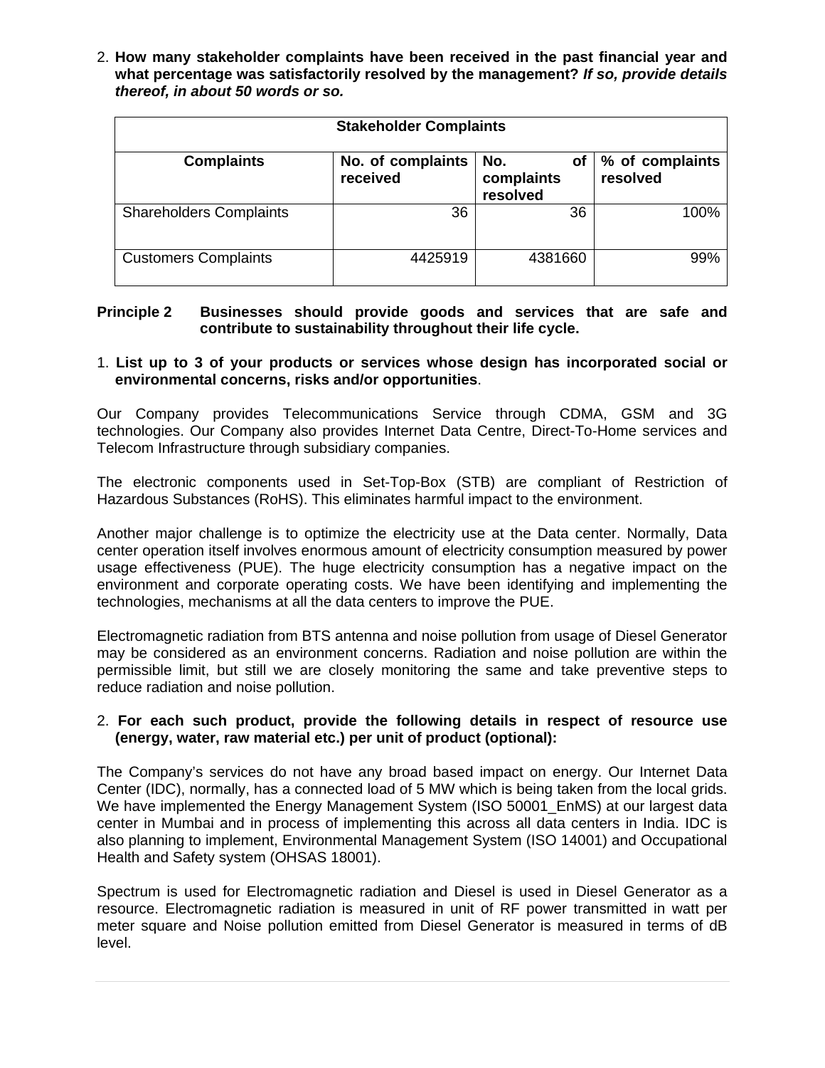2. **How many stakeholder complaints have been received in the past financial year and what percentage was satisfactorily resolved by the management? *If so, provide details thereof, in about 50 words or so.***

| Stakeholder Complaints | | | |
|---|---|---|---|
| **Complaints** | **No. of complaints received** | **No. of complaints resolved** | **% of complaints resolved** |
| Shareholders Complaints | 36 | 36 | 100% |
| Customers Complaints | 4425919 | 4381660 | 99% |

**Principle 2 Businesses should provide goods and services that are safe and contribute to sustainability throughout their life cycle.**

1. **List up to 3 of your products or services whose design has incorporated social or environmental concerns, risks and/or opportunities**.

Our Company provides Telecommunications Service through CDMA, GSM and 3G technologies. Our Company also provides Internet Data Centre, Direct-To-Home services and Telecom Infrastructure through subsidiary companies.

The electronic components used in Set-Top-Box (STB) are compliant of Restriction of Hazardous Substances (RoHS). This eliminates harmful impact to the environment.

Another major challenge is to optimize the electricity use at the Data center. Normally, Data center operation itself involves enormous amount of electricity consumption measured by power usage effectiveness (PUE). The huge electricity consumption has a negative impact on the environment and corporate operating costs. We have been identifying and implementing the technologies, mechanisms at all the data centers to improve the PUE.

Electromagnetic radiation from BTS antenna and noise pollution from usage of Diesel Generator may be considered as an environment concerns. Radiation and noise pollution are within the permissible limit, but still we are closely monitoring the same and take preventive steps to reduce radiation and noise pollution.

2. **For each such product, provide the following details in respect of resource use (energy, water, raw material etc.) per unit of product (optional):**

The Company's services do not have any broad based impact on energy. Our Internet Data Center (IDC), normally, has a connected load of 5 MW which is being taken from the local grids. We have implemented the Energy Management System (ISO 50001_EnMS) at our largest data center in Mumbai and in process of implementing this across all data centers in India. IDC is also planning to implement, Environmental Management System (ISO 14001) and Occupational Health and Safety system (OHSAS 18001).

Spectrum is used for Electromagnetic radiation and Diesel is used in Diesel Generator as a resource. Electromagnetic radiation is measured in unit of RF power transmitted in watt per meter square and Noise pollution emitted from Diesel Generator is measured in terms of dB level.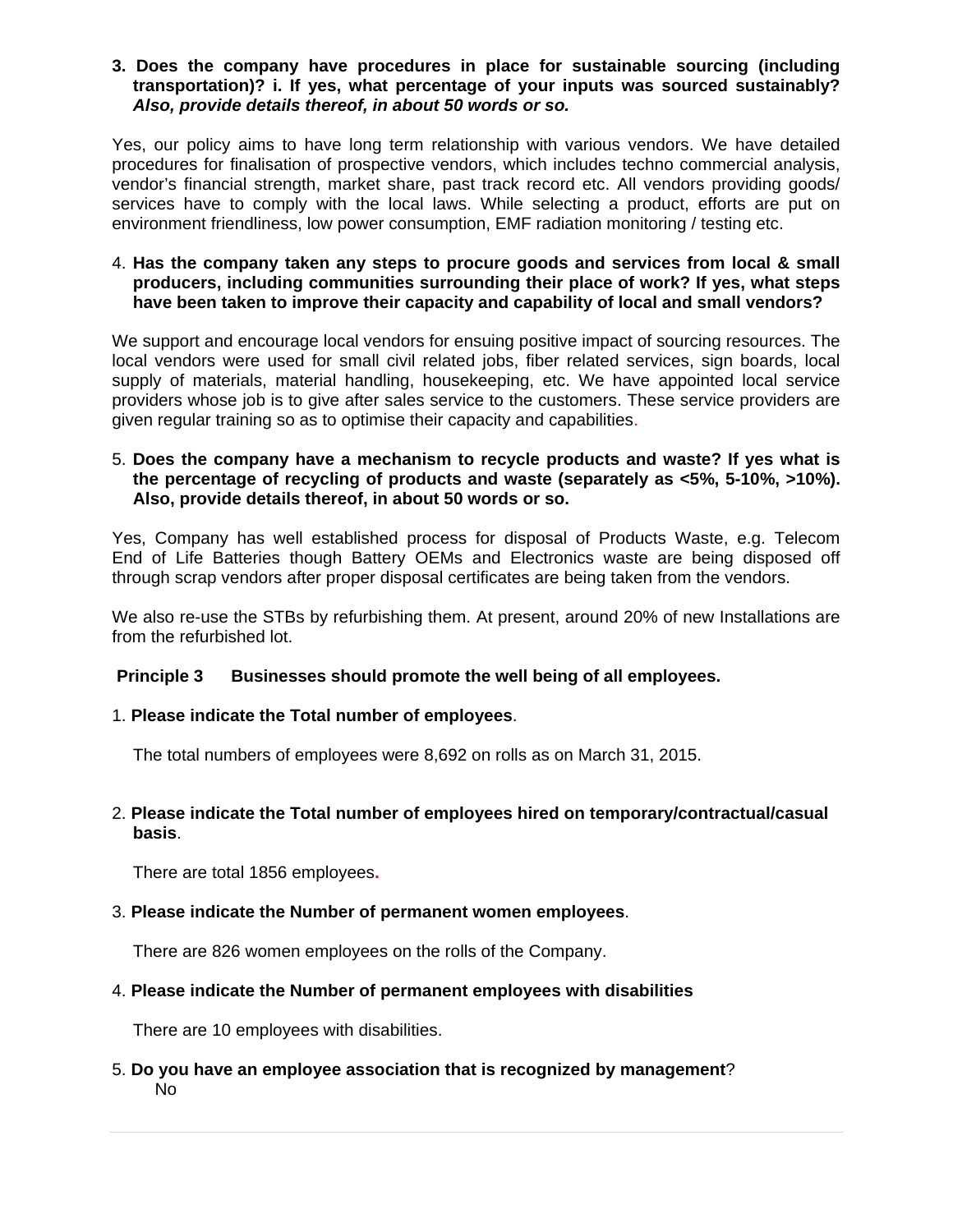3. **Does the company have procedures in place for sustainable sourcing (including transportation)? i. If yes, what percentage of your inputs was sourced sustainably? *Also, provide details thereof, in about 50 words or so.***

Yes, our policy aims to have long term relationship with various vendors. We have detailed procedures for finalisation of prospective vendors, which includes techno commercial analysis, vendor's financial strength, market share, past track record etc. All vendors providing goods/ services have to comply with the local laws. While selecting a product, efforts are put on environment friendliness, low power consumption, EMF radiation monitoring / testing etc.

4. **Has the company taken any steps to procure goods and services from local & small producers, including communities surrounding their place of work? If yes, what steps have been taken to improve their capacity and capability of local and small vendors?**

We support and encourage local vendors for ensuing positive impact of sourcing resources. The local vendors were used for small civil related jobs, fiber related services, sign boards, local supply of materials, material handling, housekeeping, etc. We have appointed local service providers whose job is to give after sales service to the customers. These service providers are given regular training so as to optimise their capacity and capabilities.

5. **Does the company have a mechanism to recycle products and waste? If yes what is the percentage of recycling of products and waste (separately as <5%, 5-10%, >10%). Also, provide details thereof, in about 50 words or so.**

Yes, Company has well established process for disposal of Products Waste, e.g. Telecom End of Life Batteries though Battery OEMs and Electronics waste are being disposed off through scrap vendors after proper disposal certificates are being taken from the vendors.

We also re-use the STBs by refurbishing them. At present, around 20% of new Installations are from the refurbished lot.

**Principle 3 Businesses should promote the well being of all employees.**

1. **Please indicate the Total number of employees**.

   The total numbers of employees were 8,692 on rolls as on March 31, 2015.

2. **Please indicate the Total number of employees hired on temporary/contractual/casual basis**.

   There are total 1856 employees.

3. **Please indicate the Number of permanent women employees**.

   There are 826 women employees on the rolls of the Company.

4. **Please indicate the Number of permanent employees with disabilities**

   There are 10 employees with disabilities.

5. **Do you have an employee association that is recognized by management**?

   No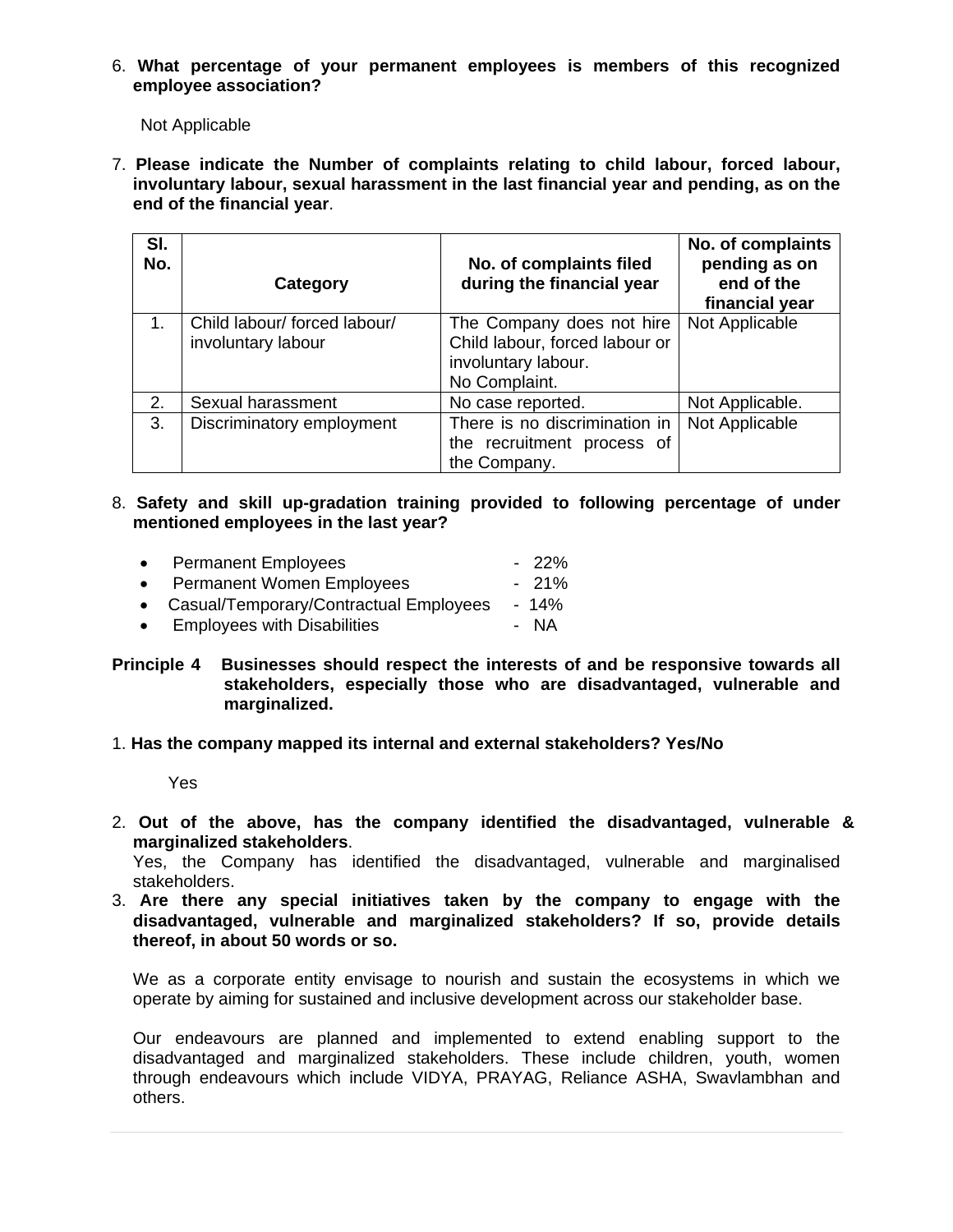6. **What percentage of your permanent employees is members of this recognized employee association?**

   Not Applicable

7. **Please indicate the Number of complaints relating to child labour, forced labour, involuntary labour, sexual harassment in the last financial year and pending, as on the end of the financial year**.

| Sl. No. | Category | No. of complaints filed during the financial year | No. of complaints pending as on end of the financial year |
|---|---|---|---|
| 1. | Child labour/ forced labour/ involuntary labour | The Company does not hire Child labour, forced labour or involuntary labour. No Complaint. | Not Applicable |
| 2. | Sexual harassment | No case reported. | Not Applicable. |
| 3. | Discriminatory employment | There is no discrimination in the recruitment process of the Company. | Not Applicable |

8. **Safety and skill up-gradation training provided to following percentage of under mentioned employees in the last year?**

   - Permanent Employees - 22%
   - Permanent Women Employees - 21%
   - Casual/Temporary/Contractual Employees - 14%
   - Employees with Disabilities - NA

**Principle 4 Businesses should respect the interests of and be responsive towards all stakeholders, especially those who are disadvantaged, vulnerable and marginalized.**

1. **Has the company mapped its internal and external stakeholders? Yes/No**

   Yes

2. **Out of the above, has the company identified the disadvantaged, vulnerable & marginalized stakeholders**.

   Yes, the Company has identified the disadvantaged, vulnerable and marginalised stakeholders.

3. **Are there any special initiatives taken by the company to engage with the disadvantaged, vulnerable and marginalized stakeholders? If so, provide details thereof, in about 50 words or so.**

   We as a corporate entity envisage to nourish and sustain the ecosystems in which we operate by aiming for sustained and inclusive development across our stakeholder base.

   Our endeavours are planned and implemented to extend enabling support to the disadvantaged and marginalized stakeholders. These include children, youth, women through endeavours which include VIDYA, PRAYAG, Reliance ASHA, Swavlambhan and others.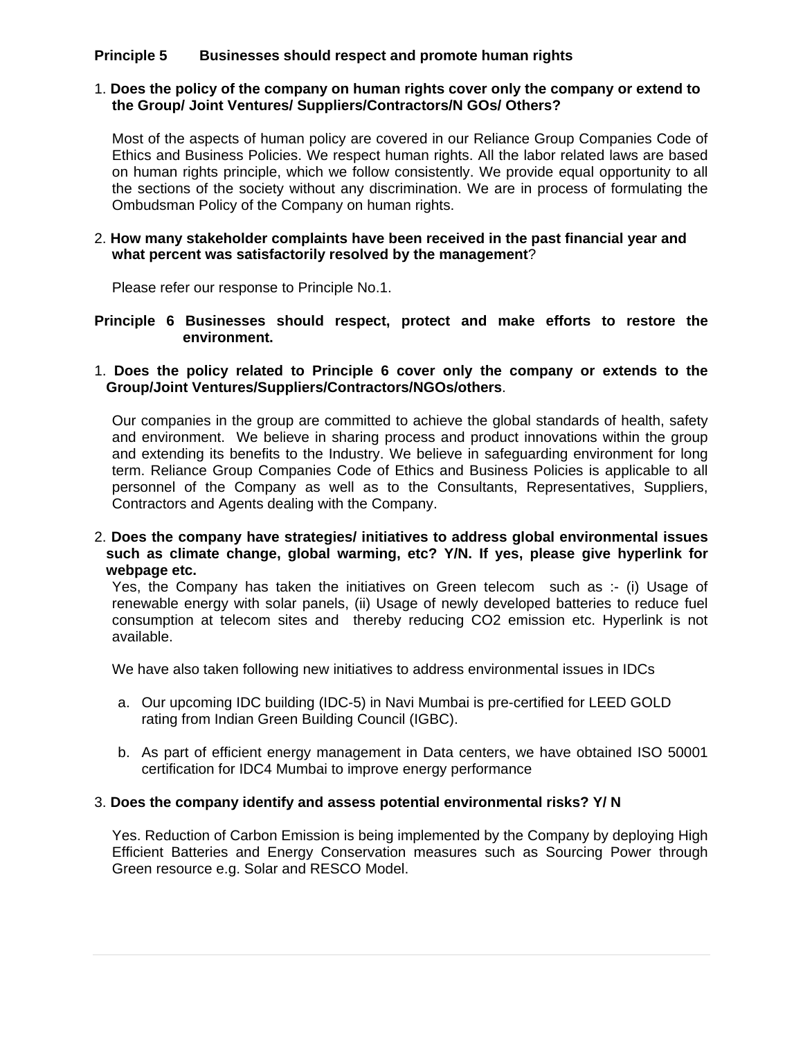**Principle 5 Businesses should respect and promote human rights**

1. **Does the policy of the company on human rights cover only the company or extend to the Group/ Joint Ventures/ Suppliers/Contractors/N GOs/ Others?**

   Most of the aspects of human policy are covered in our Reliance Group Companies Code of Ethics and Business Policies. We respect human rights. All the labor related laws are based on human rights principle, which we follow consistently. We provide equal opportunity to all the sections of the society without any discrimination. We are in process of formulating the Ombudsman Policy of the Company on human rights.

2. **How many stakeholder complaints have been received in the past financial year and what percent was satisfactorily resolved by the management**?

   Please refer our response to Principle No.1.

**Principle 6 Businesses should respect, protect and make efforts to restore the environment.**

1. **Does the policy related to Principle 6 cover only the company or extends to the Group/Joint Ventures/Suppliers/Contractors/NGOs/others**.

   Our companies in the group are committed to achieve the global standards of health, safety and environment. We believe in sharing process and product innovations within the group and extending its benefits to the Industry. We believe in safeguarding environment for long term. Reliance Group Companies Code of Ethics and Business Policies is applicable to all personnel of the Company as well as to the Consultants, Representatives, Suppliers, Contractors and Agents dealing with the Company.

2. **Does the company have strategies/ initiatives to address global environmental issues such as climate change, global warming, etc? Y/N. If yes, please give hyperlink for webpage etc.**

   Yes, the Company has taken the initiatives on Green telecom such as :- (i) Usage of renewable energy with solar panels, (ii) Usage of newly developed batteries to reduce fuel consumption at telecom sites and thereby reducing CO2 emission etc. Hyperlink is not available.

   We have also taken following new initiatives to address environmental issues in IDCs

   a. Our upcoming IDC building (IDC-5) in Navi Mumbai is pre-certified for LEED GOLD rating from Indian Green Building Council (IGBC).

   b. As part of efficient energy management in Data centers, we have obtained ISO 50001 certification for IDC4 Mumbai to improve energy performance

3. **Does the company identify and assess potential environmental risks? Y/ N**

   Yes. Reduction of Carbon Emission is being implemented by the Company by deploying High Efficient Batteries and Energy Conservation measures such as Sourcing Power through Green resource e.g. Solar and RESCO Model.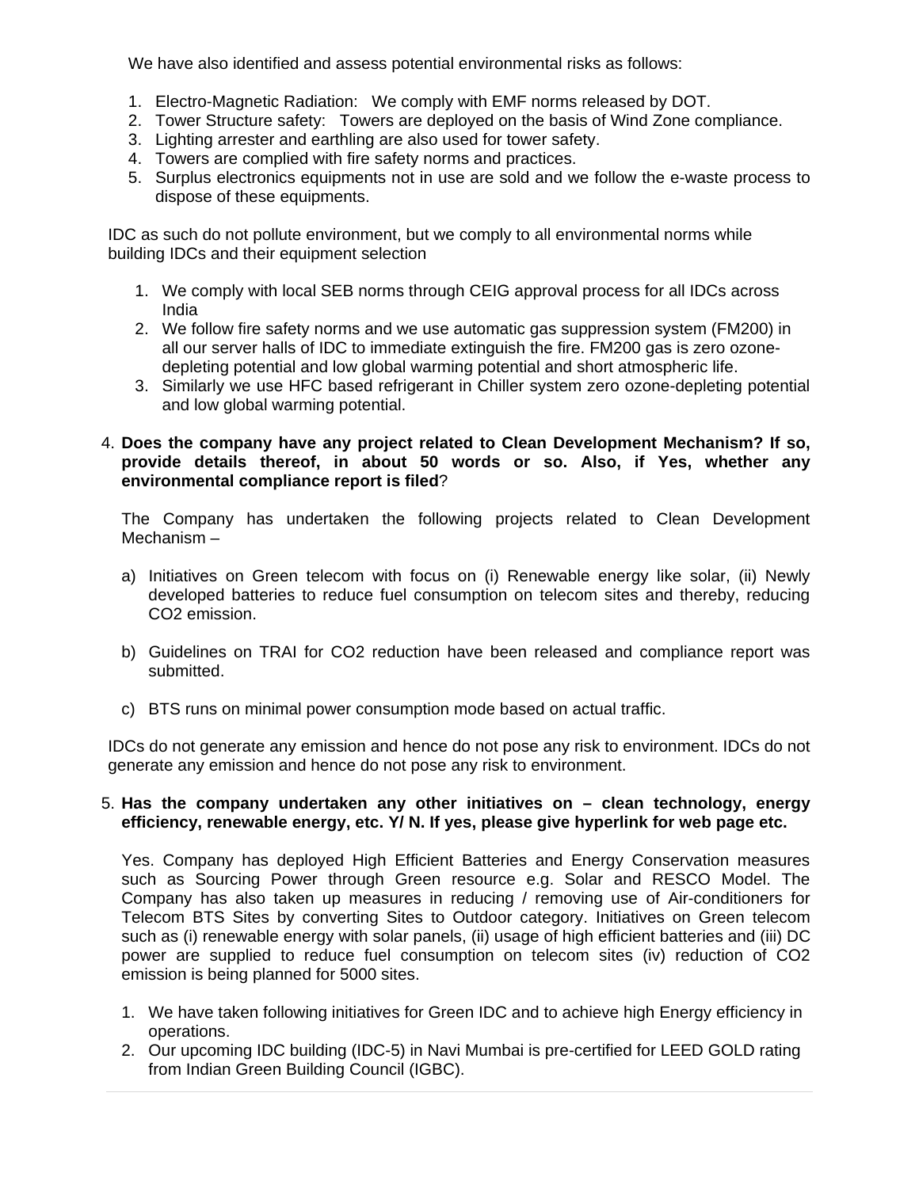We have also identified and assess potential environmental risks as follows:

1. Electro-Magnetic Radiation: We comply with EMF norms released by DOT.
2. Tower Structure safety: Towers are deployed on the basis of Wind Zone compliance.
3. Lighting arrester and earthling are also used for tower safety.
4. Towers are complied with fire safety norms and practices.
5. Surplus electronics equipments not in use are sold and we follow the e-waste process to dispose of these equipments.

IDC as such do not pollute environment, but we comply to all environmental norms while building IDCs and their equipment selection

1. We comply with local SEB norms through CEIG approval process for all IDCs across India
2. We follow fire safety norms and we use automatic gas suppression system (FM200) in all our server halls of IDC to immediate extinguish the fire. FM200 gas is zero ozone-depleting potential and low global warming potential and short atmospheric life.
3. Similarly we use HFC based refrigerant in Chiller system zero ozone-depleting potential and low global warming potential.

4. **Does the company have any project related to Clean Development Mechanism? If so, provide details thereof, in about 50 words or so. Also, if Yes, whether any environmental compliance report is filed**?

   The Company has undertaken the following projects related to Clean Development Mechanism –

   a) Initiatives on Green telecom with focus on (i) Renewable energy like solar, (ii) Newly developed batteries to reduce fuel consumption on telecom sites and thereby, reducing $CO_2$ emission.

   b) Guidelines on TRAI for $CO_2$ reduction have been released and compliance report was submitted.

   c) BTS runs on minimal power consumption mode based on actual traffic.

IDCs do not generate any emission and hence do not pose any risk to environment. IDCs do not generate any emission and hence do not pose any risk to environment.

5. **Has the company undertaken any other initiatives on – clean technology, energy efficiency, renewable energy, etc. Y/ N. If yes, please give hyperlink for web page etc.**

   Yes. Company has deployed High Efficient Batteries and Energy Conservation measures such as Sourcing Power through Green resource e.g. Solar and RESCO Model. The Company has also taken up measures in reducing / removing use of Air-conditioners for Telecom BTS Sites by converting Sites to Outdoor category. Initiatives on Green telecom such as (i) renewable energy with solar panels, (ii) usage of high efficient batteries and (iii) DC power are supplied to reduce fuel consumption on telecom sites (iv) reduction of $CO_2$ emission is being planned for 5000 sites.

   1. We have taken following initiatives for Green IDC and to achieve high Energy efficiency in operations.
   2. Our upcoming IDC building (IDC-5) in Navi Mumbai is pre-certified for LEED GOLD rating from Indian Green Building Council (IGBC).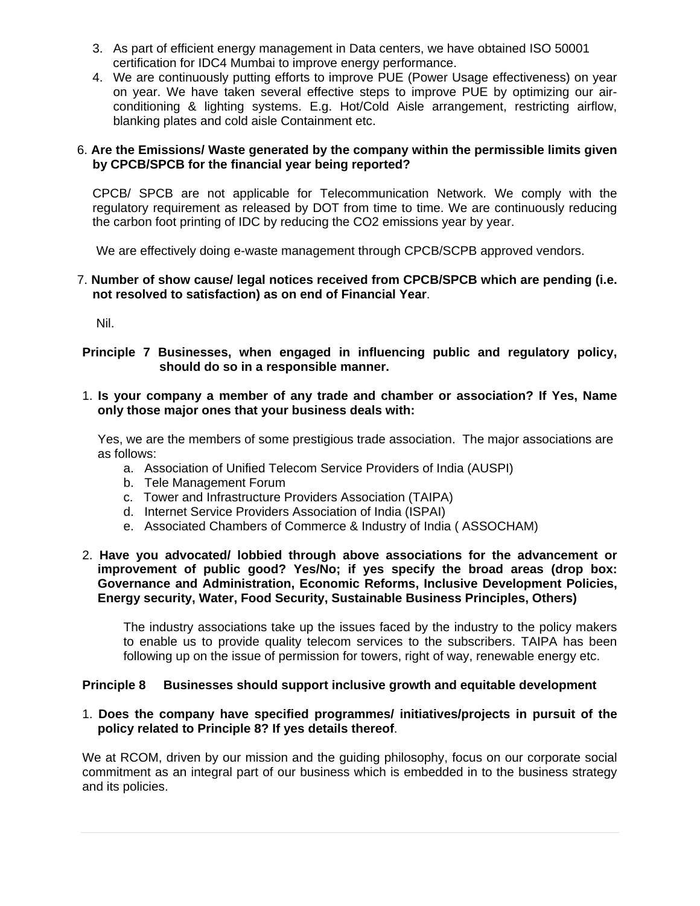3. As part of efficient energy management in Data centers, we have obtained ISO 50001 certification for IDC4 Mumbai to improve energy performance.
4. We are continuously putting efforts to improve PUE (Power Usage effectiveness) on year on year. We have taken several effective steps to improve PUE by optimizing our air-conditioning & lighting systems. E.g. Hot/Cold Aisle arrangement, restricting airflow, blanking plates and cold aisle Containment etc.

6. **Are the Emissions/ Waste generated by the company within the permissible limits given by CPCB/SPCB for the financial year being reported?**

CPCB/ SPCB are not applicable for Telecommunication Network. We comply with the regulatory requirement as released by DOT from time to time. We are continuously reducing the carbon foot printing of IDC by reducing the CO2 emissions year by year.

We are effectively doing e-waste management through CPCB/SCPB approved vendors.

7. **Number of show cause/ legal notices received from CPCB/SPCB which are pending (i.e. not resolved to satisfaction) as on end of Financial Year**.

Nil.

**Principle 7 Businesses, when engaged in influencing public and regulatory policy, should do so in a responsible manner.**

1. **Is your company a member of any trade and chamber or association? If Yes, Name only those major ones that your business deals with:**

Yes, we are the members of some prestigious trade association. The major associations are as follows:

a. Association of Unified Telecom Service Providers of India (AUSPI)
b. Tele Management Forum
c. Tower and Infrastructure Providers Association (TAIPA)
d. Internet Service Providers Association of India (ISPAI)
e. Associated Chambers of Commerce & Industry of India ( ASSOCHAM)

2. **Have you advocated/ lobbied through above associations for the advancement or improvement of public good? Yes/No; if yes specify the broad areas (drop box: Governance and Administration, Economic Reforms, Inclusive Development Policies, Energy security, Water, Food Security, Sustainable Business Principles, Others)**

The industry associations take up the issues faced by the industry to the policy makers to enable us to provide quality telecom services to the subscribers. TAIPA has been following up on the issue of permission for towers, right of way, renewable energy etc.

**Principle 8 Businesses should support inclusive growth and equitable development**

1. **Does the company have specified programmes/ initiatives/projects in pursuit of the policy related to Principle 8? If yes details thereof**.

We at RCOM, driven by our mission and the guiding philosophy, focus on our corporate social commitment as an integral part of our business which is embedded in to the business strategy and its policies.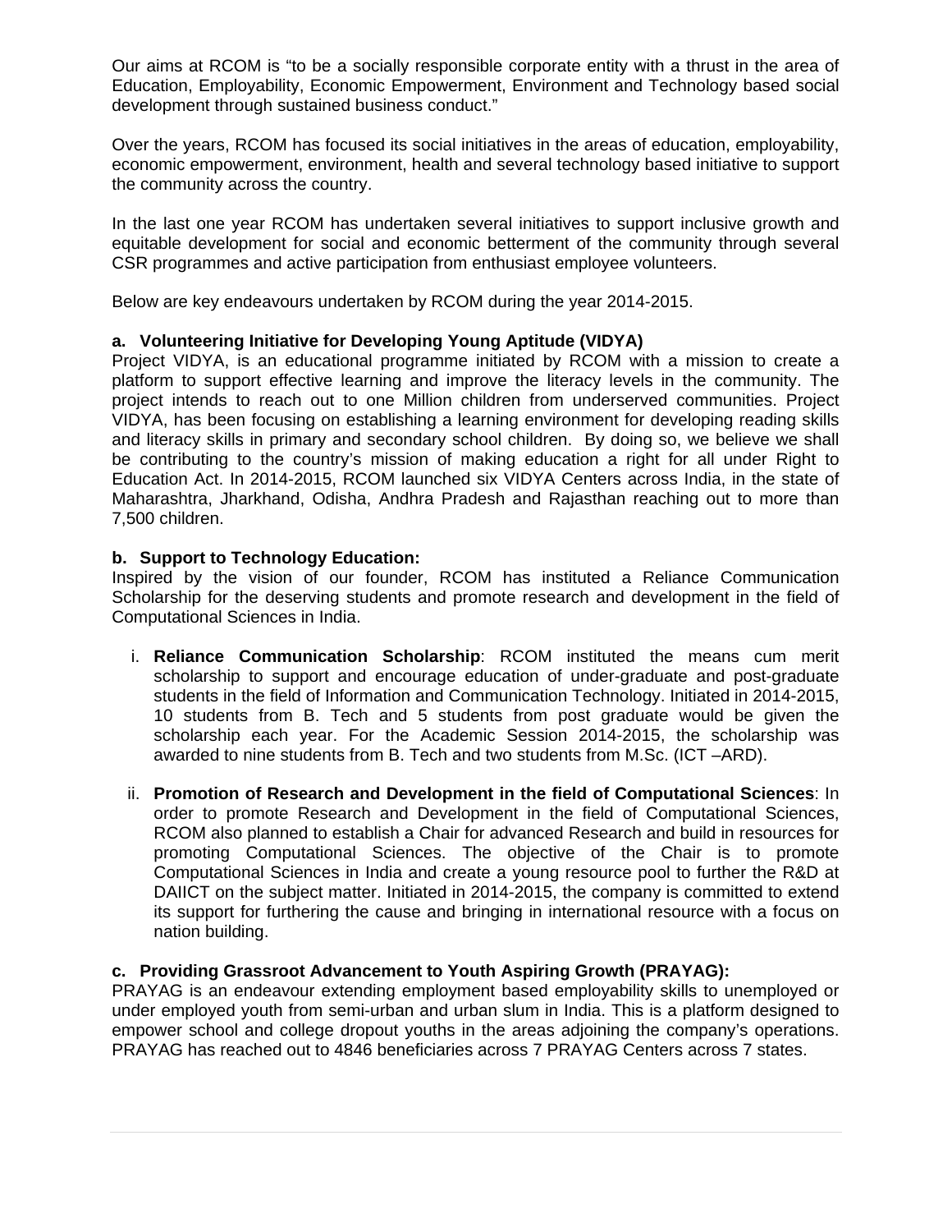Our aims at RCOM is “to be a socially responsible corporate entity with a thrust in the area of Education, Employability, Economic Empowerment, Environment and Technology based social development through sustained business conduct.”

Over the years, RCOM has focused its social initiatives in the areas of education, employability, economic empowerment, environment, health and several technology based initiative to support the community across the country.

In the last one year RCOM has undertaken several initiatives to support inclusive growth and equitable development for social and economic betterment of the community through several CSR programmes and active participation from enthusiast employee volunteers.

Below are key endeavours undertaken by RCOM during the year 2014-2015.

**a. Volunteering Initiative for Developing Young Aptitude (VIDYA)**

Project VIDYA, is an educational programme initiated by RCOM with a mission to create a platform to support effective learning and improve the literacy levels in the community. The project intends to reach out to one Million children from underserved communities. Project VIDYA, has been focusing on establishing a learning environment for developing reading skills and literacy skills in primary and secondary school children. By doing so, we believe we shall be contributing to the country’s mission of making education a right for all under Right to Education Act. In 2014-2015, RCOM launched six VIDYA Centers across India, in the state of Maharashtra, Jharkhand, Odisha, Andhra Pradesh and Rajasthan reaching out to more than 7,500 children.

**b. Support to Technology Education:**

Inspired by the vision of our founder, RCOM has instituted a Reliance Communication Scholarship for the deserving students and promote research and development in the field of Computational Sciences in India.

i. **Reliance Communication Scholarship**: RCOM instituted the means cum merit scholarship to support and encourage education of under-graduate and post-graduate students in the field of Information and Communication Technology. Initiated in 2014-2015, 10 students from B. Tech and 5 students from post graduate would be given the scholarship each year. For the Academic Session 2014-2015, the scholarship was awarded to nine students from B. Tech and two students from M.Sc. (ICT –ARD).

ii. **Promotion of Research and Development in the field of Computational Sciences**: In order to promote Research and Development in the field of Computational Sciences, RCOM also planned to establish a Chair for advanced Research and build in resources for promoting Computational Sciences. The objective of the Chair is to promote Computational Sciences in India and create a young resource pool to further the R&D at DAIICT on the subject matter. Initiated in 2014-2015, the company is committed to extend its support for furthering the cause and bringing in international resource with a focus on nation building.

**c. Providing Grassroot Advancement to Youth Aspiring Growth (PRAYAG):**

PRAYAG is an endeavour extending employment based employability skills to unemployed or under employed youth from semi-urban and urban slum in India. This is a platform designed to empower school and college dropout youths in the areas adjoining the company’s operations. PRAYAG has reached out to 4846 beneficiaries across 7 PRAYAG Centers across 7 states.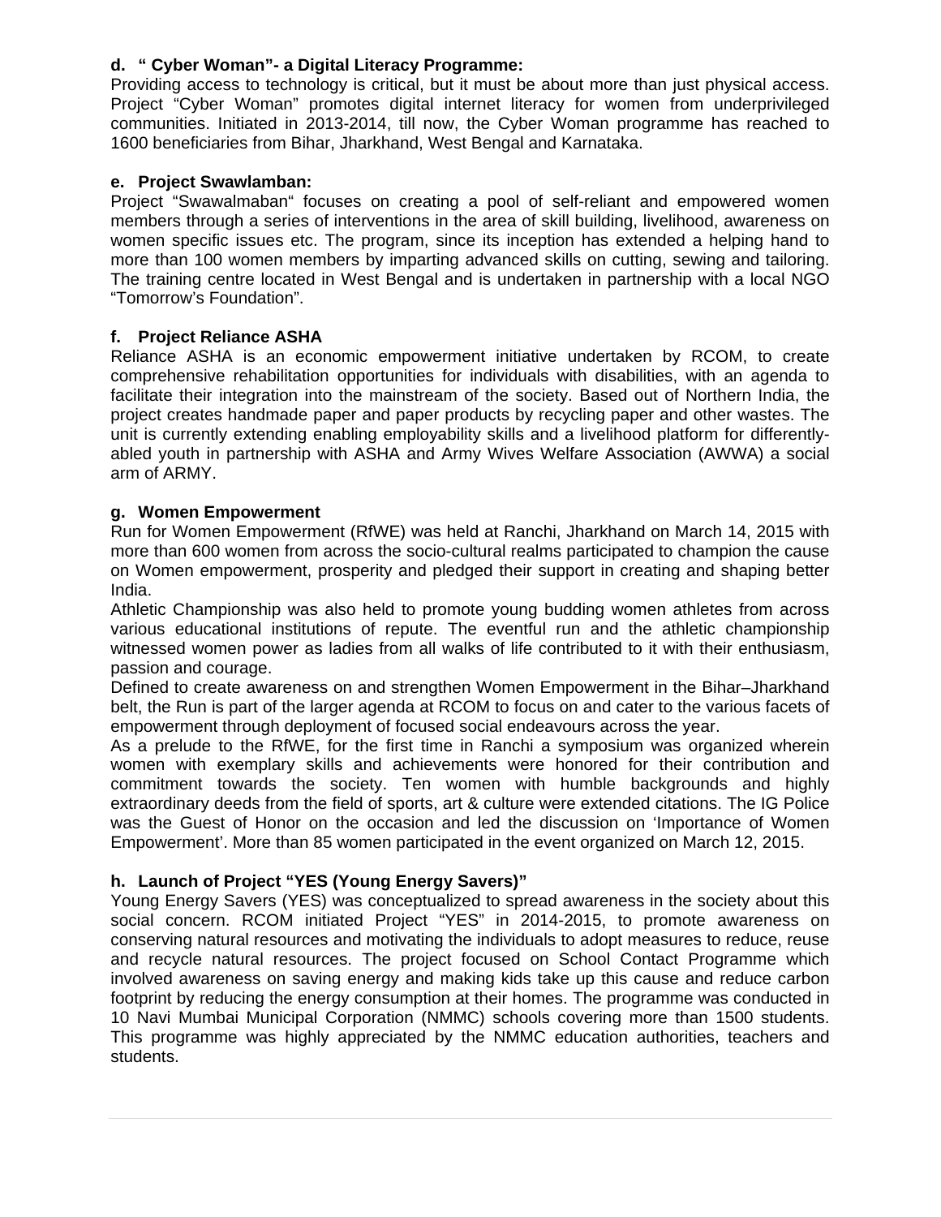**d. " Cyber Woman"- a Digital Literacy Programme:**

Providing access to technology is critical, but it must be about more than just physical access. Project "Cyber Woman" promotes digital internet literacy for women from underprivileged communities. Initiated in 2013-2014, till now, the Cyber Woman programme has reached to 1600 beneficiaries from Bihar, Jharkhand, West Bengal and Karnataka.

**e. Project Swawlamban:**

Project "Swawalmaban" focuses on creating a pool of self-reliant and empowered women members through a series of interventions in the area of skill building, livelihood, awareness on women specific issues etc. The program, since its inception has extended a helping hand to more than 100 women members by imparting advanced skills on cutting, sewing and tailoring. The training centre located in West Bengal and is undertaken in partnership with a local NGO "Tomorrow's Foundation".

**f. Project Reliance ASHA**

Reliance ASHA is an economic empowerment initiative undertaken by RCOM, to create comprehensive rehabilitation opportunities for individuals with disabilities, with an agenda to facilitate their integration into the mainstream of the society. Based out of Northern India, the project creates handmade paper and paper products by recycling paper and other wastes. The unit is currently extending enabling employability skills and a livelihood platform for differently-abled youth in partnership with ASHA and Army Wives Welfare Association (AWWA) a social arm of ARMY.

**g. Women Empowerment**

Run for Women Empowerment (RfWE) was held at Ranchi, Jharkhand on March 14, 2015 with more than 600 women from across the socio-cultural realms participated to champion the cause on Women empowerment, prosperity and pledged their support in creating and shaping better India.

Athletic Championship was also held to promote young budding women athletes from across various educational institutions of repute. The eventful run and the athletic championship witnessed women power as ladies from all walks of life contributed to it with their enthusiasm, passion and courage.

Defined to create awareness on and strengthen Women Empowerment in the Bihar–Jharkhand belt, the Run is part of the larger agenda at RCOM to focus on and cater to the various facets of empowerment through deployment of focused social endeavours across the year.

As a prelude to the RfWE, for the first time in Ranchi a symposium was organized wherein women with exemplary skills and achievements were honored for their contribution and commitment towards the society. Ten women with humble backgrounds and highly extraordinary deeds from the field of sports, art & culture were extended citations. The IG Police was the Guest of Honor on the occasion and led the discussion on 'Importance of Women Empowerment'. More than 85 women participated in the event organized on March 12, 2015.

**h. Launch of Project "YES (Young Energy Savers)"**

Young Energy Savers (YES) was conceptualized to spread awareness in the society about this social concern. RCOM initiated Project "YES" in 2014-2015, to promote awareness on conserving natural resources and motivating the individuals to adopt measures to reduce, reuse and recycle natural resources. The project focused on School Contact Programme which involved awareness on saving energy and making kids take up this cause and reduce carbon footprint by reducing the energy consumption at their homes. The programme was conducted in 10 Navi Mumbai Municipal Corporation (NMMC) schools covering more than 1500 students. This programme was highly appreciated by the NMMC education authorities, teachers and students.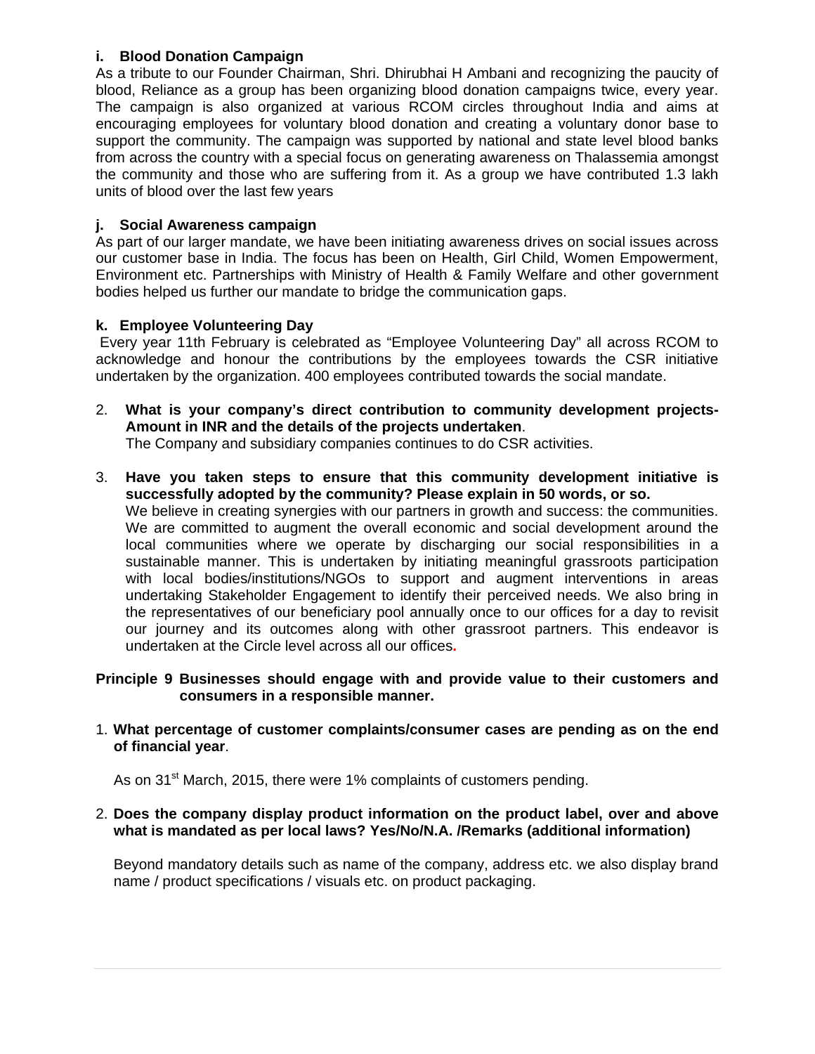**i. Blood Donation Campaign**

As a tribute to our Founder Chairman, Shri. Dhirubhai H Ambani and recognizing the paucity of blood, Reliance as a group has been organizing blood donation campaigns twice, every year. The campaign is also organized at various RCOM circles throughout India and aims at encouraging employees for voluntary blood donation and creating a voluntary donor base to support the community. The campaign was supported by national and state level blood banks from across the country with a special focus on generating awareness on Thalassemia amongst the community and those who are suffering from it. As a group we have contributed 1.3 lakh units of blood over the last few years

**j. Social Awareness campaign**

As part of our larger mandate, we have been initiating awareness drives on social issues across our customer base in India. The focus has been on Health, Girl Child, Women Empowerment, Environment etc. Partnerships with Ministry of Health & Family Welfare and other government bodies helped us further our mandate to bridge the communication gaps.

**k. Employee Volunteering Day**

Every year 11th February is celebrated as "Employee Volunteering Day" all across RCOM to acknowledge and honour the contributions by the employees towards the CSR initiative undertaken by the organization. 400 employees contributed towards the social mandate.

2. **What is your company's direct contribution to community development projects- Amount in INR and the details of the projects undertaken**.

   The Company and subsidiary companies continues to do CSR activities.

3. **Have you taken steps to ensure that this community development initiative is successfully adopted by the community? Please explain in 50 words, or so.**

   We believe in creating synergies with our partners in growth and success: the communities. We are committed to augment the overall economic and social development around the local communities where we operate by discharging our social responsibilities in a sustainable manner. This is undertaken by initiating meaningful grassroots participation with local bodies/institutions/NGOs to support and augment interventions in areas undertaking Stakeholder Engagement to identify their perceived needs. We also bring in the representatives of our beneficiary pool annually once to our offices for a day to revisit our journey and its outcomes along with other grassroot partners. This endeavor is undertaken at the Circle level across all our offices.

**Principle 9 Businesses should engage with and provide value to their customers and consumers in a responsible manner.**

1. **What percentage of customer complaints/consumer cases are pending as on the end of financial year**.

   As on 31st March, 2015, there were 1% complaints of customers pending.

2. **Does the company display product information on the product label, over and above what is mandated as per local laws? Yes/No/N.A. /Remarks (additional information)**

   Beyond mandatory details such as name of the company, address etc. we also display brand name / product specifications / visuals etc. on product packaging.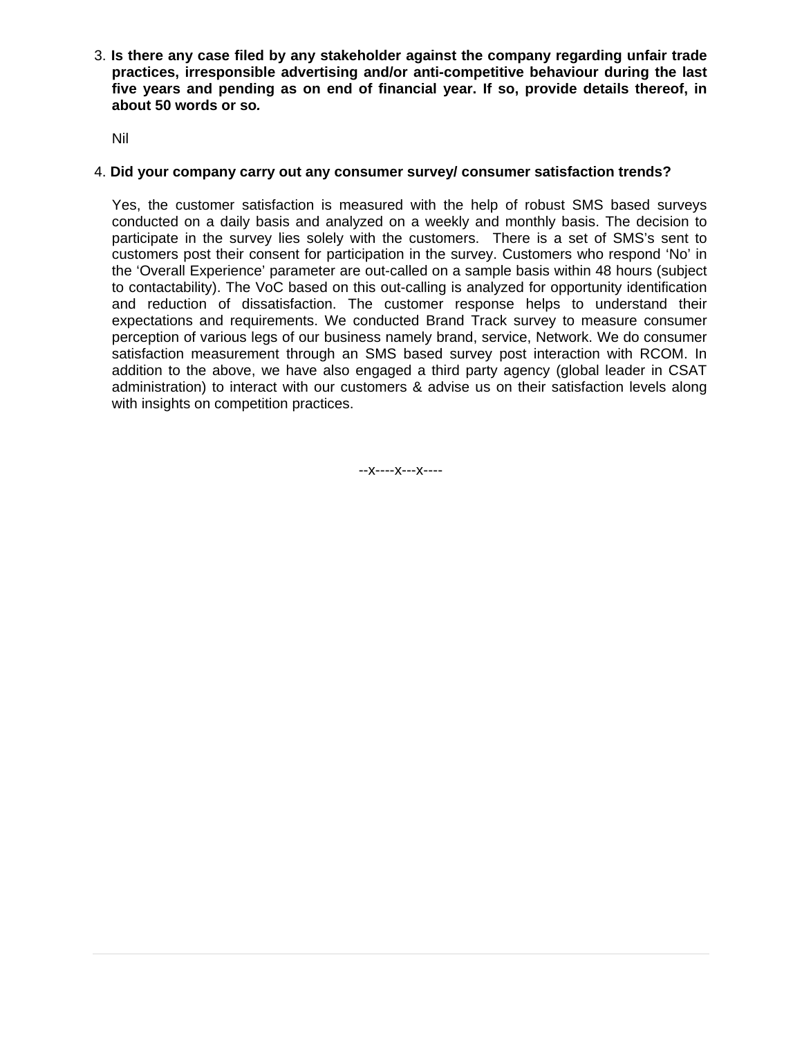3. **Is there any case filed by any stakeholder against the company regarding unfair trade practices, irresponsible advertising and/or anti-competitive behaviour during the last five years and pending as on end of financial year. If so, provide details thereof, in about 50 words or so.**

   Nil

4. **Did your company carry out any consumer survey/ consumer satisfaction trends?**

   Yes, the customer satisfaction is measured with the help of robust SMS based surveys conducted on a daily basis and analyzed on a weekly and monthly basis. The decision to participate in the survey lies solely with the customers. There is a set of SMS's sent to customers post their consent for participation in the survey. Customers who respond 'No' in the 'Overall Experience' parameter are out-called on a sample basis within 48 hours (subject to contactability). The VoC based on this out-calling is analyzed for opportunity identification and reduction of dissatisfaction. The customer response helps to understand their expectations and requirements. We conducted Brand Track survey to measure consumer perception of various legs of our business namely brand, service, Network. We do consumer satisfaction measurement through an SMS based survey post interaction with RCOM. In addition to the above, we have also engaged a third party agency (global leader in CSAT administration) to interact with our customers & advise us on their satisfaction levels along with insights on competition practices.

--x----x---x----